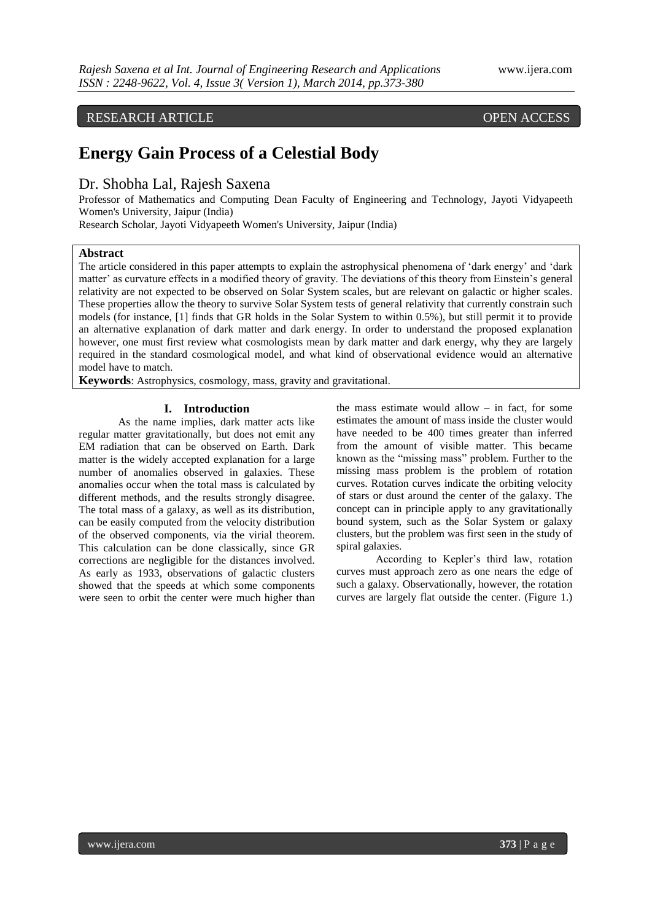RESEARCH ARTICLE OPEN ACCESS

# Energy Gain Process of a Celestial Body

## Dr. Shobha Lal, Rajesh Saxena

Professor of Mathematics and Computing Dean Faculty of Engineering and Technology, Jayoti Vidyapeeth Women's University, Jaipur (India)

Research Scholar, Jayoti Vidyapeeth Women's University, Jaipur (India)

**Abstract**

The article considered in this paper attempts to explain the astrophysical phenomena of 'dark energy' and 'dark matter' as curvature effects in a modified theory of gravity. The deviations of this theory from Einstein's general relativity are not expected to be observed on Solar System scales, but are relevant on galactic or higher scales. These properties allow the theory to survive Solar System tests of general relativity that currently constrain such models (for instance, [1] finds that GR holds in the Solar System to within 0.5%), but still permit it to provide an alternative explanation of dark matter and dark energy. In order to understand the proposed explanation however, one must first review what cosmologists mean by dark matter and dark energy, why they are largely required in the standard cosmological model, and what kind of observational evidence would an alternative model have to match.

**Keywords**: Astrophysics, cosmology, mass, gravity and gravitational.

## I. Introduction

As the name implies, dark matter acts like regular matter gravitationally, but does not emit any EM radiation that can be observed on Earth. Dark matter is the widely accepted explanation for a large number of anomalies observed in galaxies. These anomalies occur when the total mass is calculated by different methods, and the results strongly disagree. The total mass of a galaxy, as well as its distribution, can be easily computed from the velocity distribution of the observed components, via the virial theorem. This calculation can be done classically, since GR corrections are negligible for the distances involved. As early as 1933, observations of galactic clusters showed that the speeds at which some components were seen to orbit the center were much higher than the mass estimate would allow – in fact, for some estimates the amount of mass inside the cluster would have needed to be 400 times greater than inferred from the amount of visible matter. This became known as the "missing mass" problem. Further to the missing mass problem is the problem of rotation curves. Rotation curves indicate the orbiting velocity of stars or dust around the center of the galaxy. The concept can in principle apply to any gravitationally bound system, such as the Solar System or galaxy clusters, but the problem was first seen in the study of spiral galaxies.

According to Kepler's third law, rotation curves must approach zero as one nears the edge of such a galaxy. Observationally, however, the rotation curves are largely flat outside the center. (Figure 1.)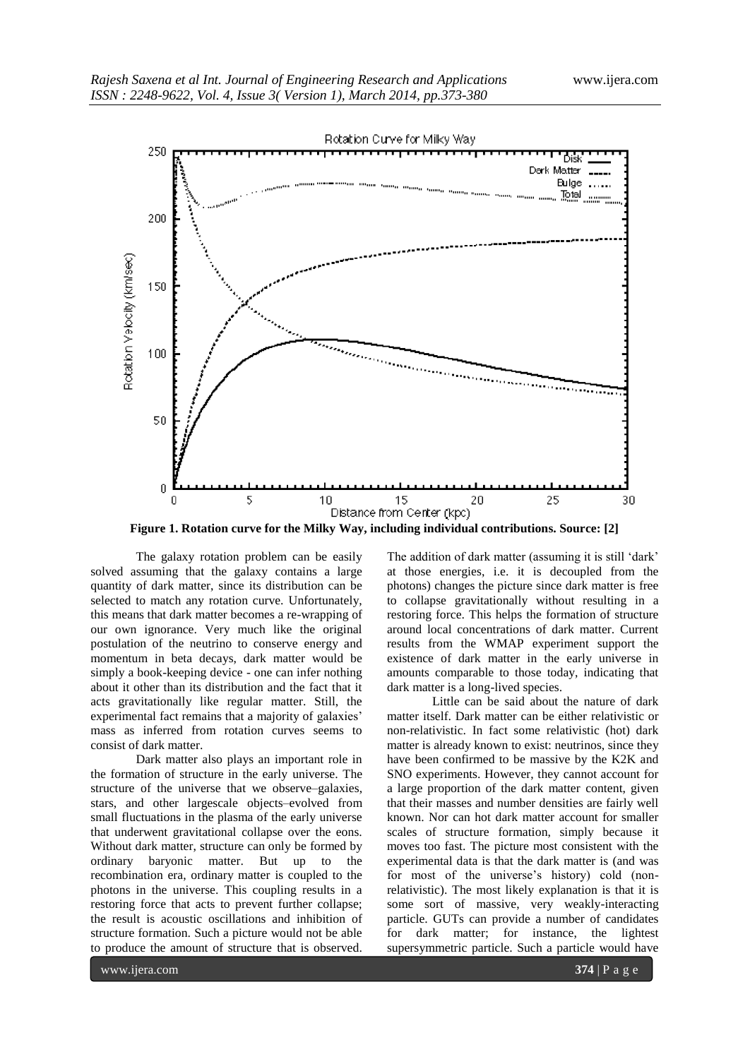Figure 1. Rotation curve for the Milky Way, including individual contributions. Source: [2]

The galaxy rotation problem can be easily solved assuming that the galaxy contains a large quantity of dark matter, since its distribution can be selected to match any rotation curve. Unfortunately, this means that dark matter becomes a re-wrapping of our own ignorance. Very much like the original postulation of the neutrino to conserve energy and momentum in beta decays, dark matter would be simply a book-keeping device - one can infer nothing about it other than its distribution and the fact that it acts gravitationally like regular matter. Still, the experimental fact remains that a majority of galaxies' mass as inferred from rotation curves seems to consist of dark matter.

Dark matter also plays an important role in the formation of structure in the early universe. The structure of the universe that we observe–galaxies, stars, and other largescale objects–evolved from small fluctuations in the plasma of the early universe that underwent gravitational collapse over the eons. Without dark matter, structure can only be formed by ordinary baryonic matter. But up to the recombination era, ordinary matter is coupled to the photons in the universe. This coupling results in a restoring force that acts to prevent further collapse; the result is acoustic oscillations and inhibition of structure formation. Such a picture would not be able to produce the amount of structure that is observed. The addition of dark matter (assuming it is still 'dark' at those energies, i.e. it is decoupled from the photons) changes the picture since dark matter is free to collapse gravitationally without resulting in a restoring force. This helps the formation of structure around local concentrations of dark matter. Current results from the WMAP experiment support the existence of dark matter in the early universe in amounts comparable to those today, indicating that dark matter is a long-lived species.

Little can be said about the nature of dark matter itself. Dark matter can be either relativistic or non-relativistic. In fact some relativistic (hot) dark matter is already known to exist: neutrinos, since they have been confirmed to be massive by the K2K and SNO experiments. However, they cannot account for a large proportion of the dark matter content, given that their masses and number densities are fairly well known. Nor can hot dark matter account for smaller scales of structure formation, simply because it moves too fast. The picture most consistent with the experimental data is that the dark matter is (and was for most of the universe's history) cold (non-relativistic). The most likely explanation is that it is some sort of massive, very weakly-interacting particle. GUTs can provide a number of candidates for dark matter; for instance, the lightest supersymmetric particle. Such a particle would have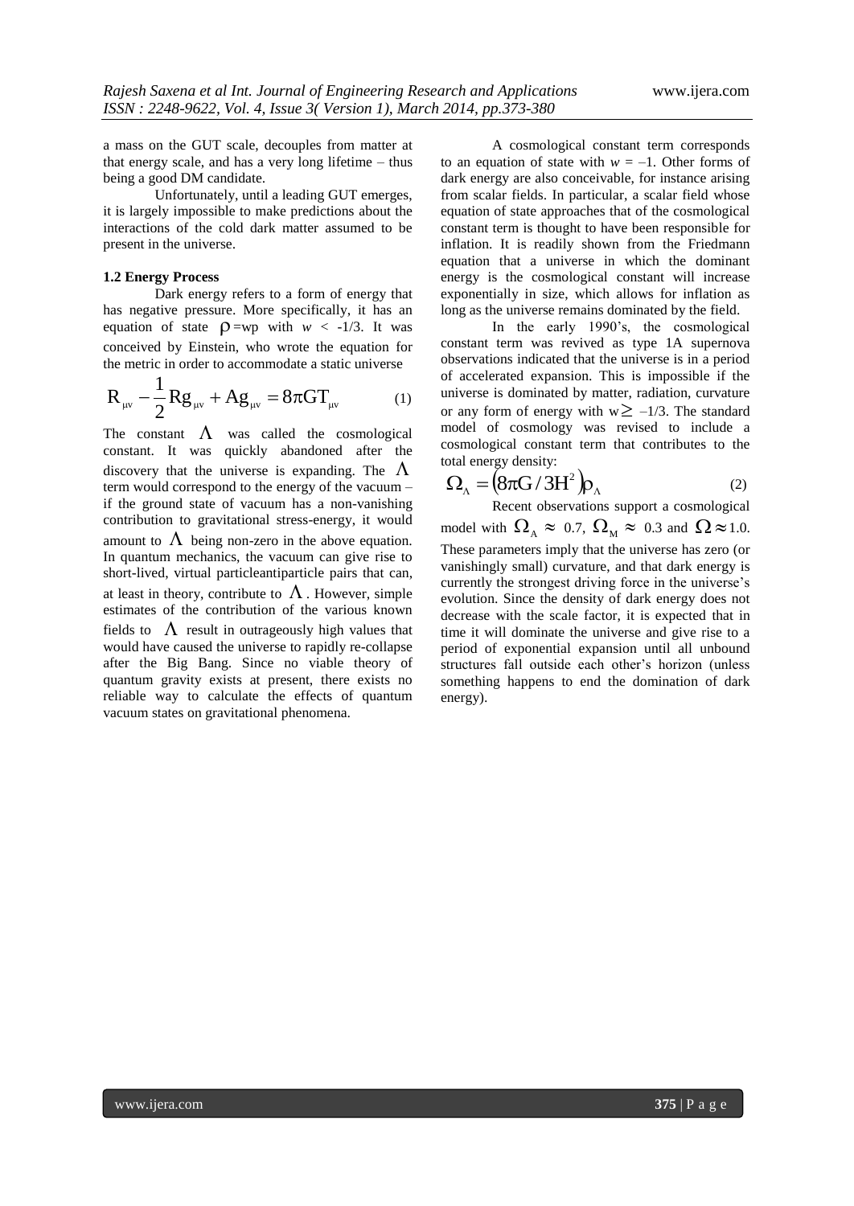a mass on the GUT scale, decouples from matter at that energy scale, and has a very long lifetime – thus being a good DM candidate.

Unfortunately, until a leading GUT emerges, it is largely impossible to make predictions about the interactions of the cold dark matter assumed to be present in the universe.

### 1.2 Energy Process

Dark energy refers to a form of energy that has negative pressure. More specifically, it has an equation of state $\rho$ =wp with $w < -1/3$. It was conceived by Einstein, who wrote the equation for the metric in order to accommodate a static universe

$$R_{\mu\nu} - \frac{1}{2} R g_{\mu\nu} + A g_{\mu\nu} = 8\pi G T_{\mu\nu} \qquad (1)$$

The constant $\Lambda$ was called the cosmological constant. It was quickly abandoned after the discovery that the universe is expanding. The $\Lambda$ term would correspond to the energy of the vacuum – if the ground state of vacuum has a non-vanishing contribution to gravitational stress-energy, it would amount to $\Lambda$ being non-zero in the above equation. In quantum mechanics, the vacuum can give rise to short-lived, virtual particleantiparticle pairs that can, at least in theory, contribute to $\Lambda$. However, simple estimates of the contribution of the various known fields to $\Lambda$ result in outrageously high values that would have caused the universe to rapidly re-collapse after the Big Bang. Since no viable theory of quantum gravity exists at present, there exists no reliable way to calculate the effects of quantum vacuum states on gravitational phenomena.

A cosmological constant term corresponds to an equation of state with $w = -1$. Other forms of dark energy are also conceivable, for instance arising from scalar fields. In particular, a scalar field whose equation of state approaches that of the cosmological constant term is thought to have been responsible for inflation. It is readily shown from the Friedmann equation that a universe in which the dominant energy is the cosmological constant will increase exponentially in size, which allows for inflation as long as the universe remains dominated by the field.

In the early 1990's, the cosmological constant term was revived as type 1A supernova observations indicated that the universe is in a period of accelerated expansion. This is impossible if the universe is dominated by matter, radiation, curvature or any form of energy with $w \geq -1/3$. The standard model of cosmology was revised to include a cosmological constant term that contributes to the total energy density:

$$\Omega_{\Lambda} = \left(8\pi G / 3H^2\right)\rho_{\Lambda} \qquad (2)$$

Recent observations support a cosmological model with $\Omega_{\Lambda} \approx 0.7$, $\Omega_{M} \approx 0.3$ and $\Omega \approx 1.0$. These parameters imply that the universe has zero (or vanishingly small) curvature, and that dark energy is currently the strongest driving force in the universe's evolution. Since the density of dark energy does not decrease with the scale factor, it is expected that in time it will dominate the universe and give rise to a period of exponential expansion until all unbound structures fall outside each other's horizon (unless something happens to end the domination of dark energy).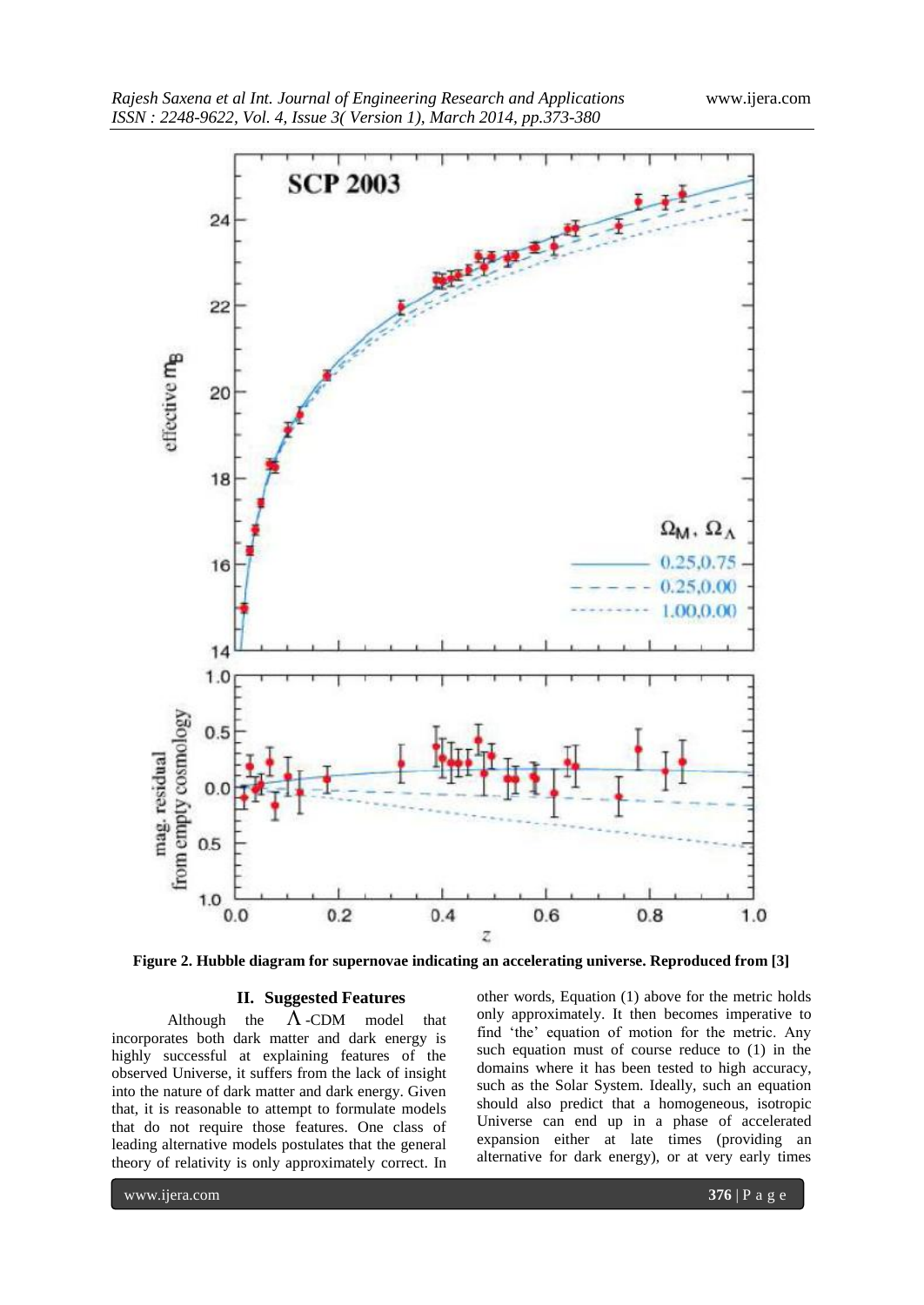**Figure 2. Hubble diagram for supernovae indicating an accelerating universe. Reproduced from [3]**

## II. Suggested Features

Although the $\Lambda$-CDM model that incorporates both dark matter and dark energy is highly successful at explaining features of the observed Universe, it suffers from the lack of insight into the nature of dark matter and dark energy. Given that, it is reasonable to attempt to formulate models that do not require those features. One class of leading alternative models postulates that the general theory of relativity is only approximately correct. In other words, Equation (1) above for the metric holds only approximately. It then becomes imperative to find 'the' equation of motion for the metric. Any such equation must of course reduce to (1) in the domains where it has been tested to high accuracy, such as the Solar System. Ideally, such an equation should also predict that a homogeneous, isotropic Universe can end up in a phase of accelerated expansion either at late times (providing an alternative for dark energy), or at very early times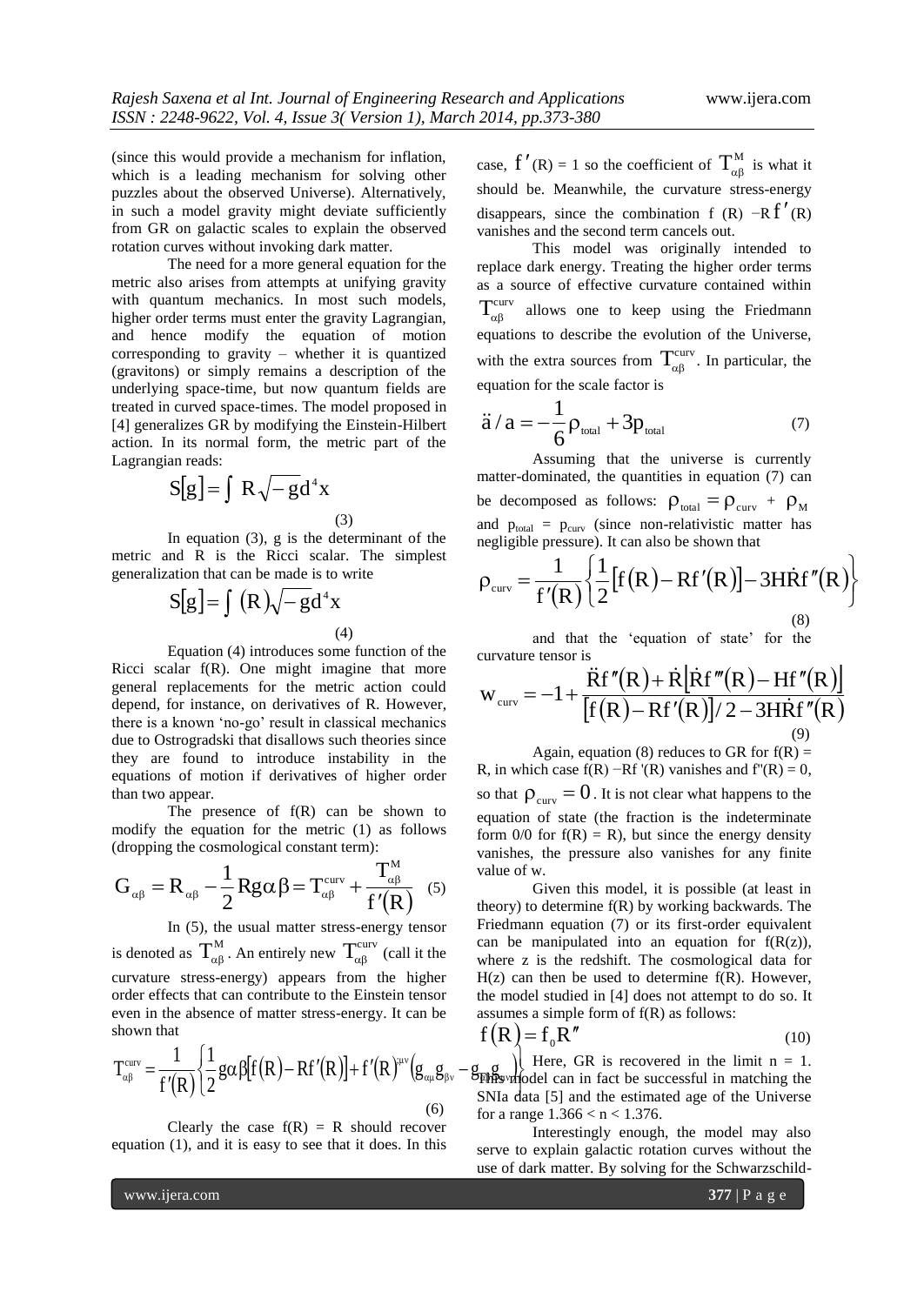(since this would provide a mechanism for inflation, which is a leading mechanism for solving other puzzles about the observed Universe). Alternatively, in such a model gravity might deviate sufficiently from GR on galactic scales to explain the observed rotation curves without invoking dark matter.

The need for a more general equation for the metric also arises from attempts at unifying gravity with quantum mechanics. In most such models, higher order terms must enter the gravity Lagrangian, and hence modify the equation of motion corresponding to gravity – whether it is quantized (gravitons) or simply remains a description of the underlying space-time, but now quantum fields are treated in curved space-times. The model proposed in [4] generalizes GR by modifying the Einstein-Hilbert action. In its normal form, the metric part of the Lagrangian reads:

$$S[g] = \int R\sqrt{-g}d^4x \tag{3}$$

In equation (3), g is the determinant of the metric and R is the Ricci scalar. The simplest generalization that can be made is to write

$$S[g] = \int (R)\sqrt{-g}d^4x \tag{4}$$

Equation (4) introduces some function of the Ricci scalar f(R). One might imagine that more general replacements for the metric action could depend, for instance, on derivatives of R. However, there is a known 'no-go' result in classical mechanics due to Ostrogradski that disallows such theories since they are found to introduce instability in the equations of motion if derivatives of higher order than two appear.

The presence of f(R) can be shown to modify the equation for the metric (1) as follows (dropping the cosmological constant term):

$$G_{\alpha\beta} = R_{\alpha\beta} - \frac{1}{2}Rg\alpha\beta = T_{\alpha\beta}^{curv} + \frac{T_{\alpha\beta}^{M}}{f'(R)} \tag{5}$$

In (5), the usual matter stress-energy tensor is denoted as $T_{\alpha\beta}^{M}$. An entirely new $T_{\alpha\beta}^{curv}$ (call it the curvature stress-energy) appears from the higher order effects that can contribute to the Einstein tensor even in the absence of matter stress-energy. It can be shown that

$$T_{\alpha\beta}^{curv} = \frac{1}{f'(R)}\left\{\frac{1}{2}g\alpha\beta[f(R) - Rf'(R)] + f'(R)^{\mu\nu}\left(g_{\alpha\mu}g_{\beta\nu} - g_{\alpha\beta}g_{\mu\nu}\right)\right\} \tag{6}$$

Clearly the case f(R) = R should recover equation (1), and it is easy to see that it does. In this case, $f'(R) = 1$ so the coefficient of $T_{\alpha\beta}^{M}$ is what it should be. Meanwhile, the curvature stress-energy disappears, since the combination $f(R) - Rf'(R)$ vanishes and the second term cancels out.

This model was originally intended to replace dark energy. Treating the higher order terms as a source of effective curvature contained within $T_{\alpha\beta}^{curv}$ allows one to keep using the Friedmann equations to describe the evolution of the Universe, with the extra sources from $T_{\alpha\beta}^{curv}$. In particular, the equation for the scale factor is

$$\ddot{a}/a = -\frac{1}{6}\rho_{total} + 3p_{total} \tag{7}$$

Assuming that the universe is currently matter-dominated, the quantities in equation (7) can be decomposed as follows: $\rho_{total} = \rho_{curv} + \rho_M$ and $p_{total} = p_{curv}$ (since non-relativistic matter has negligible pressure). It can also be shown that

$$\rho_{curv} = \frac{1}{f'(R)}\left\{\frac{1}{2}[f(R) - Rf'(R)] - 3H\dot{R}f''(R)\right\} \tag{8}$$

and that the 'equation of state' for the curvature tensor is

$$w_{curv} = -1 + \frac{\ddot{R}f''(R) + \dot{R}\left[\dot{R}f'''(R) - Hf''(R)\right]}{[f(R) - Rf'(R)]/2 - 3H\dot{R}f''(R)} \tag{9}$$

Again, equation (8) reduces to GR for f(R) = R, in which case f(R) −Rf '(R) vanishes and f"(R) = 0, so that $\rho_{curv} = 0$. It is not clear what happens to the equation of state (the fraction is the indeterminate form 0/0 for f(R) = R), but since the energy density vanishes, the pressure also vanishes for any finite value of w.

Given this model, it is possible (at least in theory) to determine f(R) by working backwards. The Friedmann equation (7) or its first-order equivalent can be manipulated into an equation for f(R(z)), where z is the redshift. The cosmological data for H(z) can then be used to determine f(R). However, the model studied in [4] does not attempt to do so. It assumes a simple form of f(R) as follows:

$$f(R) = f_0 R^n \tag{10}$$

Here, GR is recovered in the limit n = 1. This model can in fact be successful in matching the SNIa data [5] and the estimated age of the Universe for a range $1.366 < n < 1.376$.

Interestingly enough, the model may also serve to explain galactic rotation curves without the use of dark matter. By solving for the Schwarzschild-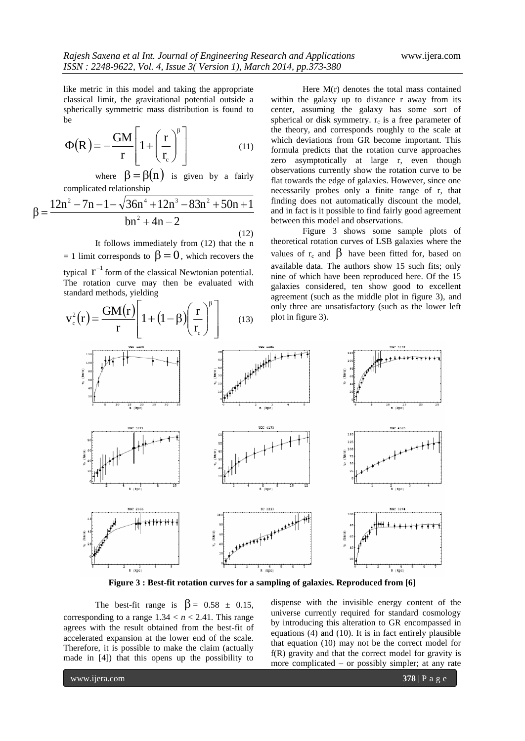like metric in this model and taking the appropriate classical limit, the gravitational potential outside a spherically symmetric mass distribution is found to be

$$\Phi(R) = -\frac{GM}{r}\left[1 + \left(\frac{r}{r_c}\right)^{\beta}\right] \tag{11}$$

where $\beta = \beta(n)$ is given by a fairly complicated relationship

$$\beta = \frac{12n^2 - 7n - 1 - \sqrt{36n^4 + 12n^3 - 83n^2 + 50n + 1}}{bn^2 + 4n - 2} \tag{12}$$

It follows immediately from (12) that the n = 1 limit corresponds to $\beta = 0$, which recovers the typical $r^{-1}$ form of the classical Newtonian potential. The rotation curve may then be evaluated with standard methods, yielding

$$v_c^2(r) = \frac{GM(r)}{r}\left[1 + (1-\beta)\left(\frac{r}{r_c}\right)^{\beta}\right] \tag{13}$$

Here M(r) denotes the total mass contained within the galaxy up to distance r away from its center, assuming the galaxy has some sort of spherical or disk symmetry. $r_c$ is a free parameter of the theory, and corresponds roughly to the scale at which deviations from GR become important. This formula predicts that the rotation curve approaches zero asymptotically at large r, even though observations currently show the rotation curve to be flat towards the edge of galaxies. However, since one necessarily probes only a finite range of r, that finding does not automatically discount the model, and in fact is it possible to find fairly good agreement between this model and observations.

Figure 3 shows some sample plots of theoretical rotation curves of LSB galaxies where the values of $r_c$ and $\beta$ have been fitted for, based on available data. The authors show 15 such fits; only nine of which have been reproduced here. Of the 15 galaxies considered, ten show good to excellent agreement (such as the middle plot in figure 3), and only three are unsatisfactory (such as the lower left plot in figure 3).

**Figure 3 : Best-fit rotation curves for a sampling of galaxies. Reproduced from [6]**

The best-fit range is $\beta = 0.58 \pm 0.15$, corresponding to a range $1.34 < n < 2.41$. This range agrees with the result obtained from the best-fit of accelerated expansion at the lower end of the scale. Therefore, it is possible to make the claim (actually made in [4]) that this opens up the possibility to dispense with the invisible energy content of the universe currently required for standard cosmology by introducing this alteration to GR encompassed in equations (4) and (10). It is in fact entirely plausible that equation (10) may not be the correct model for f(R) gravity and that the correct model for gravity is more complicated – or possibly simpler; at any rate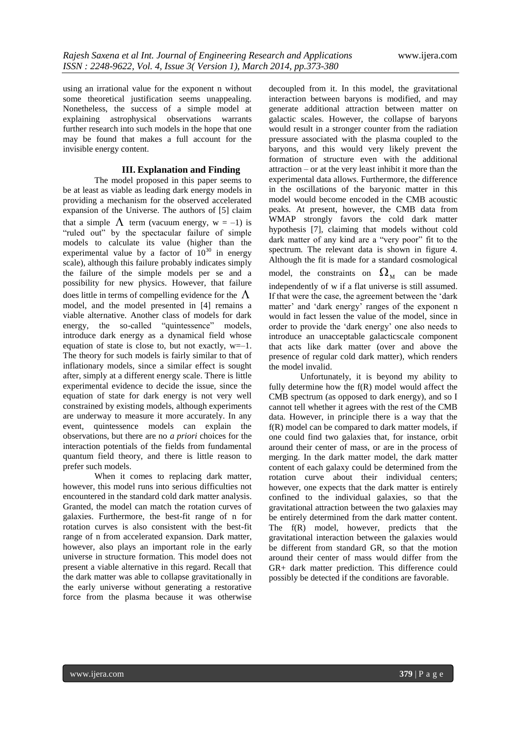using an irrational value for the exponent n without some theoretical justification seems unappealing. Nonetheless, the success of a simple model at explaining astrophysical observations warrants further research into such models in the hope that one may be found that makes a full account for the invisible energy content.

## III. Explanation and Finding

The model proposed in this paper seems to be at least as viable as leading dark energy models in providing a mechanism for the observed accelerated expansion of the Universe. The authors of [5] claim that a simple $\Lambda$ term (vacuum energy, $w = -1$) is "ruled out" by the spectacular failure of simple models to calculate its value (higher than the experimental value by a factor of $10^{30}$ in energy scale), although this failure probably indicates simply the failure of the simple models per se and a possibility for new physics. However, that failure does little in terms of compelling evidence for the $\Lambda$ model, and the model presented in [4] remains a viable alternative. Another class of models for dark energy, the so-called "quintessence" models, introduce dark energy as a dynamical field whose equation of state is close to, but not exactly, $w=-1$. The theory for such models is fairly similar to that of inflationary models, since a similar effect is sought after, simply at a different energy scale. There is little experimental evidence to decide the issue, since the equation of state for dark energy is not very well constrained by existing models, although experiments are underway to measure it more accurately. In any event, quintessence models can explain the observations, but there are no *a priori* choices for the interaction potentials of the fields from fundamental quantum field theory, and there is little reason to prefer such models.

When it comes to replacing dark matter, however, this model runs into serious difficulties not encountered in the standard cold dark matter analysis. Granted, the model can match the rotation curves of galaxies. Furthermore, the best-fit range of n for rotation curves is also consistent with the best-fit range of n from accelerated expansion. Dark matter, however, also plays an important role in the early universe in structure formation. This model does not present a viable alternative in this regard. Recall that the dark matter was able to collapse gravitationally in the early universe without generating a restorative force from the plasma because it was otherwise decoupled from it. In this model, the gravitational interaction between baryons is modified, and may generate additional attraction between matter on galactic scales. However, the collapse of baryons would result in a stronger counter from the radiation pressure associated with the plasma coupled to the baryons, and this would very likely prevent the formation of structure even with the additional attraction – or at the very least inhibit it more than the experimental data allows. Furthermore, the difference in the oscillations of the baryonic matter in this model would become encoded in the CMB acoustic peaks. At present, however, the CMB data from WMAP strongly favors the cold dark matter hypothesis [7], claiming that models without cold dark matter of any kind are a "very poor" fit to the spectrum. The relevant data is shown in figure 4. Although the fit is made for a standard cosmological model, the constraints on $\Omega_M$ can be made independently of w if a flat universe is still assumed. If that were the case, the agreement between the 'dark matter' and 'dark energy' ranges of the exponent n would in fact lessen the value of the model, since in order to provide the 'dark energy' one also needs to introduce an unacceptable galacticscale component that acts like dark matter (over and above the presence of regular cold dark matter), which renders the model invalid.

Unfortunately, it is beyond my ability to fully determine how the f(R) model would affect the CMB spectrum (as opposed to dark energy), and so I cannot tell whether it agrees with the rest of the CMB data. However, in principle there is a way that the f(R) model can be compared to dark matter models, if one could find two galaxies that, for instance, orbit around their center of mass, or are in the process of merging. In the dark matter model, the dark matter content of each galaxy could be determined from the rotation curve about their individual centers; however, one expects that the dark matter is entirely confined to the individual galaxies, so that the gravitational attraction between the two galaxies may be entirely determined from the dark matter content. The f(R) model, however, predicts that the gravitational interaction between the galaxies would be different from standard GR, so that the motion around their center of mass would differ from the GR+ dark matter prediction. This difference could possibly be detected if the conditions are favorable.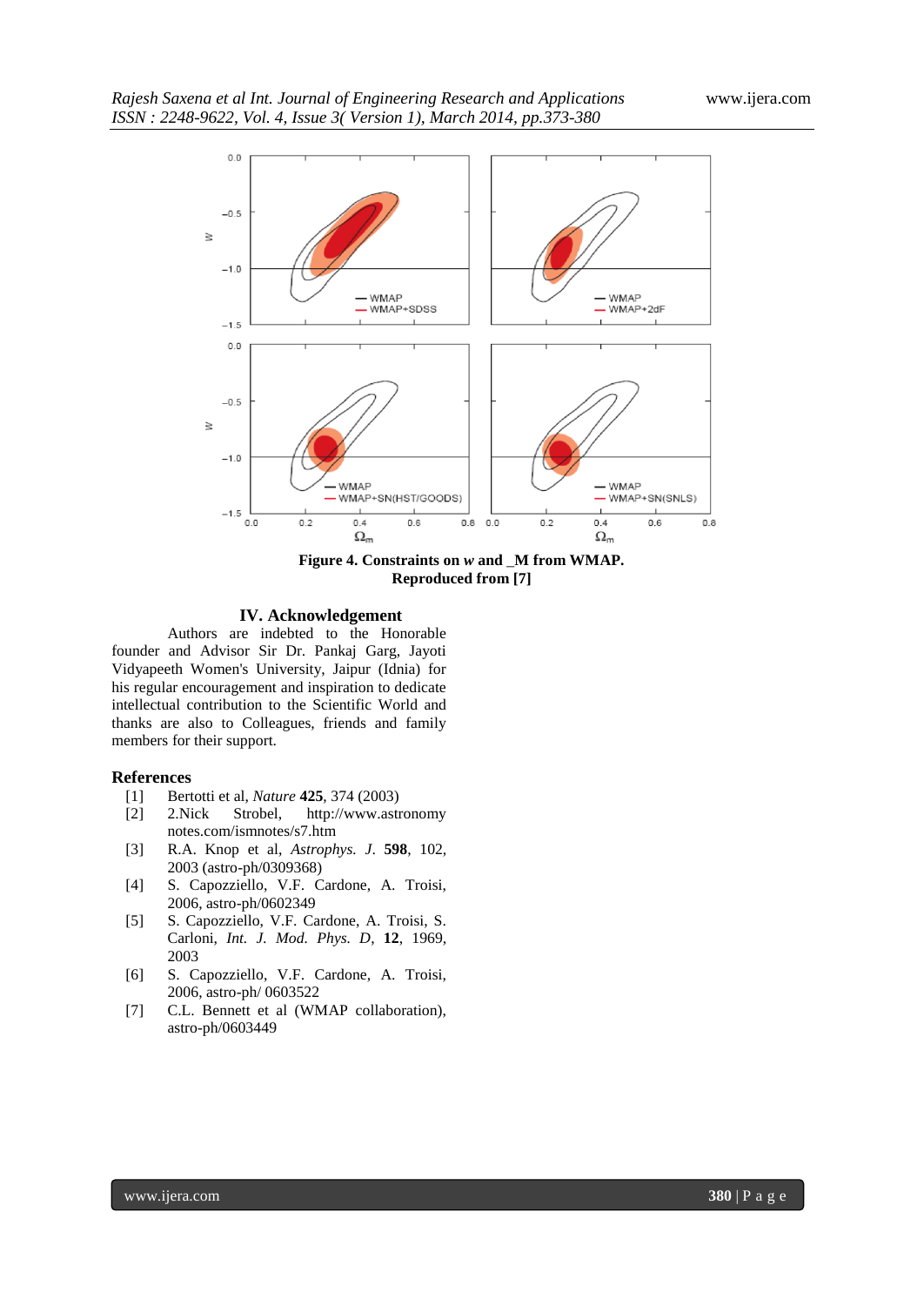0.0

−0.5

w

−1.0

−1.5

— WMAP
— WMAP+SDSS

— WMAP
— WMAP+2dF

0.0

−0.5

w

−1.0

−1.5

— WMAP
— WMAP+SN(HST/GOODS)

— WMAP
— WMAP+SN(SNLS)

0.0 0.2 0.4 0.6 0.8

$\Omega_m$

0.0 0.2 0.4 0.6 0.8

$\Omega_m$

**Figure 4. Constraints on *w* and _M from WMAP. Reproduced from [7]**

## IV. Acknowledgement

Authors are indebted to the Honorable founder and Advisor Sir Dr. Pankaj Garg, Jayoti Vidyapeeth Women's University, Jaipur (Idnia) for his regular encouragement and inspiration to dedicate intellectual contribution to the Scientific World and thanks are also to Colleagues, friends and family members for their support.

## References

[1] Bertotti et al, *Nature* **425**, 374 (2003)

[2] 2.Nick Strobel, http://www.astronomynotes.com/ismnotes/s7.htm

[3] R.A. Knop et al, *Astrophys. J*. **598**, 102, 2003 (astro-ph/0309368)

[4] S. Capozziello, V.F. Cardone, A. Troisi, 2006, astro-ph/0602349

[5] S. Capozziello, V.F. Cardone, A. Troisi, S. Carloni, *Int. J. Mod. Phys. D*, **12**, 1969, 2003

[6] S. Capozziello, V.F. Cardone, A. Troisi, 2006, astro-ph/ 0603522

[7] C.L. Bennett et al (WMAP collaboration), astro-ph/0603449